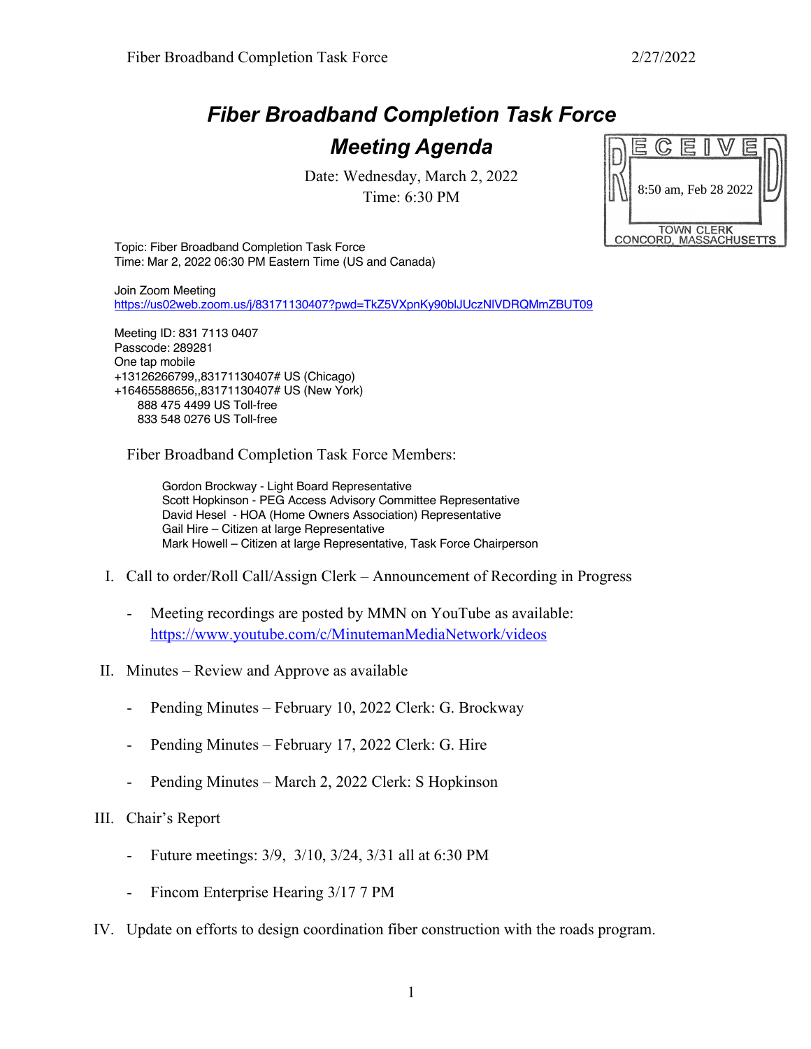# *Fiber Broadband Completion Task Force*

## *Meeting Agenda*

Date: Wednesday, March 2, 2022
Time: 6:30 PM

RECEIVED
8:50 am, Feb 28 2022
TOWN CLERK
CONCORD, MASSACHUSETTS

Topic: Fiber Broadband Completion Task Force
Time: Mar 2, 2022 06:30 PM Eastern Time (US and Canada)

Join Zoom Meeting
https://us02web.zoom.us/j/83171130407?pwd=TkZ5VXpnKy90blJUczNlVDRQMmZBUT09

Meeting ID: 831 7113 0407
Passcode: 289281
One tap mobile
+13126266799,,83171130407# US (Chicago)
+16465588656,,83171130407# US (New York)
888 475 4499 US Toll-free
833 548 0276 US Toll-free

Fiber Broadband Completion Task Force Members:

Gordon Brockway - Light Board Representative
Scott Hopkinson - PEG Access Advisory Committee Representative
David Hesel - HOA (Home Owners Association) Representative
Gail Hire – Citizen at large Representative
Mark Howell – Citizen at large Representative, Task Force Chairperson

I. Call to order/Roll Call/Assign Clerk – Announcement of Recording in Progress

- Meeting recordings are posted by MMN on YouTube as available: https://www.youtube.com/c/MinutemanMediaNetwork/videos

II. Minutes – Review and Approve as available

- Pending Minutes – February 10, 2022 Clerk: G. Brockway
- Pending Minutes – February 17, 2022 Clerk: G. Hire
- Pending Minutes – March 2, 2022 Clerk: S Hopkinson

III. Chair's Report

- Future meetings: 3/9, 3/10, 3/24, 3/31 all at 6:30 PM
- Fincom Enterprise Hearing 3/17 7 PM

IV. Update on efforts to design coordination fiber construction with the roads program.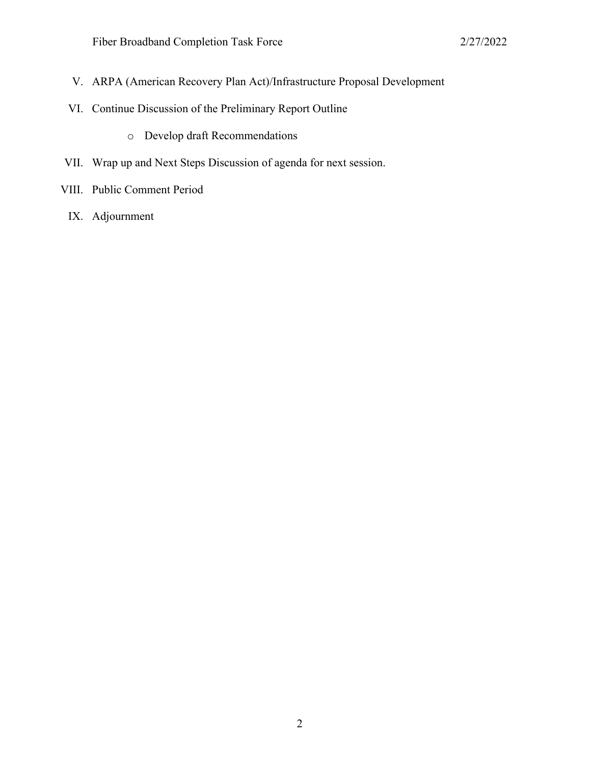V. ARPA (American Recovery Plan Act)/Infrastructure Proposal Development

VI. Continue Discussion of the Preliminary Report Outline

   - Develop draft Recommendations

VII. Wrap up and Next Steps Discussion of agenda for next session.

VIII. Public Comment Period

IX. Adjournment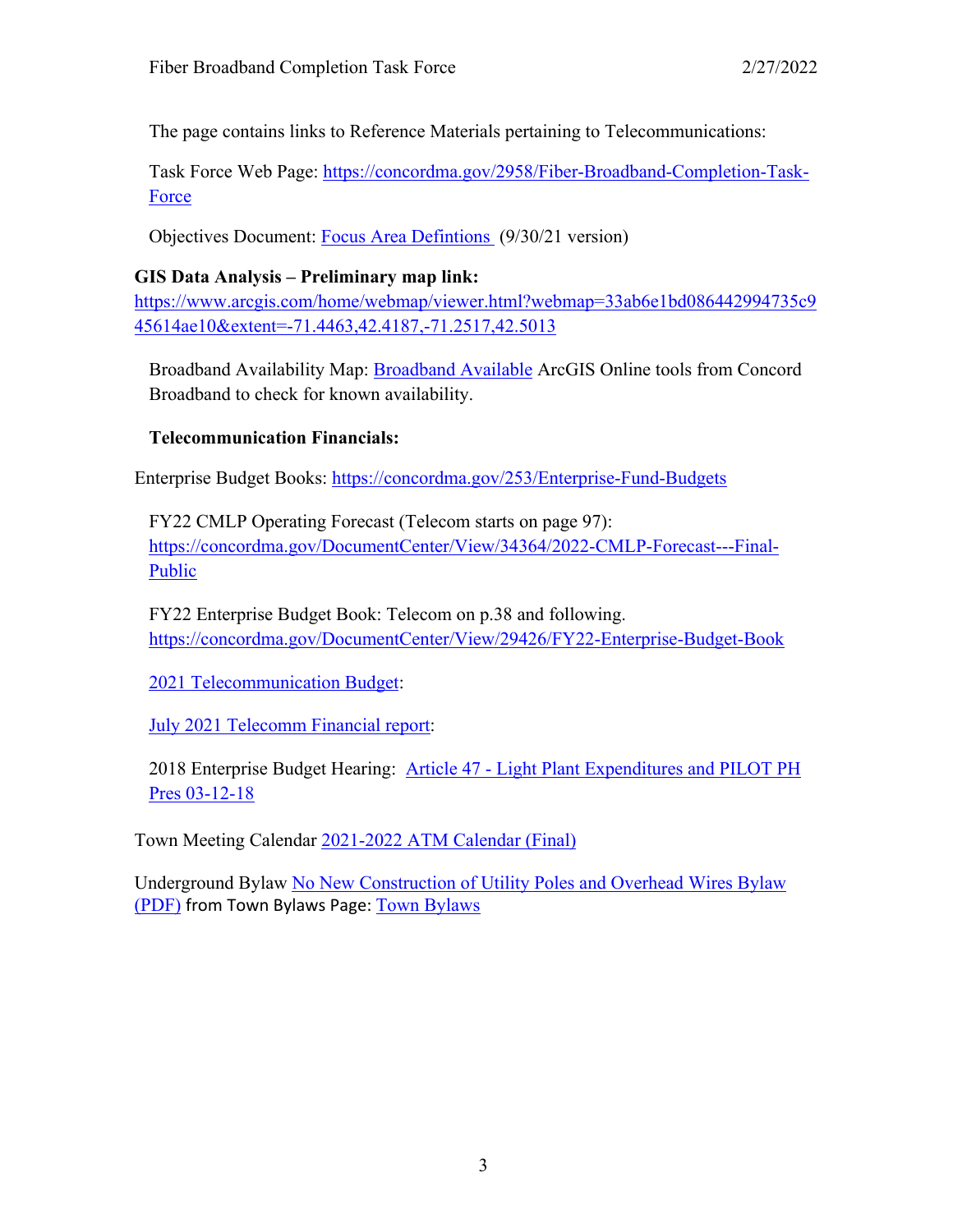The page contains links to Reference Materials pertaining to Telecommunications:

Task Force Web Page: [https://concordma.gov/2958/Fiber-Broadband-Completion-Task-Force](https://concordma.gov/2958/Fiber-Broadband-Completion-Task-Force)

Objectives Document: Focus Area Defintions (9/30/21 version)

**GIS Data Analysis – Preliminary map link:**
[https://www.arcgis.com/home/webmap/viewer.html?webmap=33ab6e1bd086442994735c945614ae10&extent=-71.4463,42.4187,-71.2517,42.5013](https://www.arcgis.com/home/webmap/viewer.html?webmap=33ab6e1bd086442994735c945614ae10&extent=-71.4463,42.4187,-71.2517,42.5013)

Broadband Availability Map: Broadband Available ArcGIS Online tools from Concord Broadband to check for known availability.

**Telecommunication Financials:**

Enterprise Budget Books: [https://concordma.gov/253/Enterprise-Fund-Budgets](https://concordma.gov/253/Enterprise-Fund-Budgets)

FY22 CMLP Operating Forecast (Telecom starts on page 97): [https://concordma.gov/DocumentCenter/View/34364/2022-CMLP-Forecast---Final-Public](https://concordma.gov/DocumentCenter/View/34364/2022-CMLP-Forecast---Final-Public)

FY22 Enterprise Budget Book: Telecom on p.38 and following. [https://concordma.gov/DocumentCenter/View/29426/FY22-Enterprise-Budget-Book](https://concordma.gov/DocumentCenter/View/29426/FY22-Enterprise-Budget-Book)

2021 Telecommunication Budget:

July 2021 Telecomm Financial report:

2018 Enterprise Budget Hearing: Article 47 - Light Plant Expenditures and PILOT PH Pres 03-12-18

Town Meeting Calendar 2021-2022 ATM Calendar (Final)

Underground Bylaw No New Construction of Utility Poles and Overhead Wires Bylaw (PDF) from Town Bylaws Page: Town Bylaws